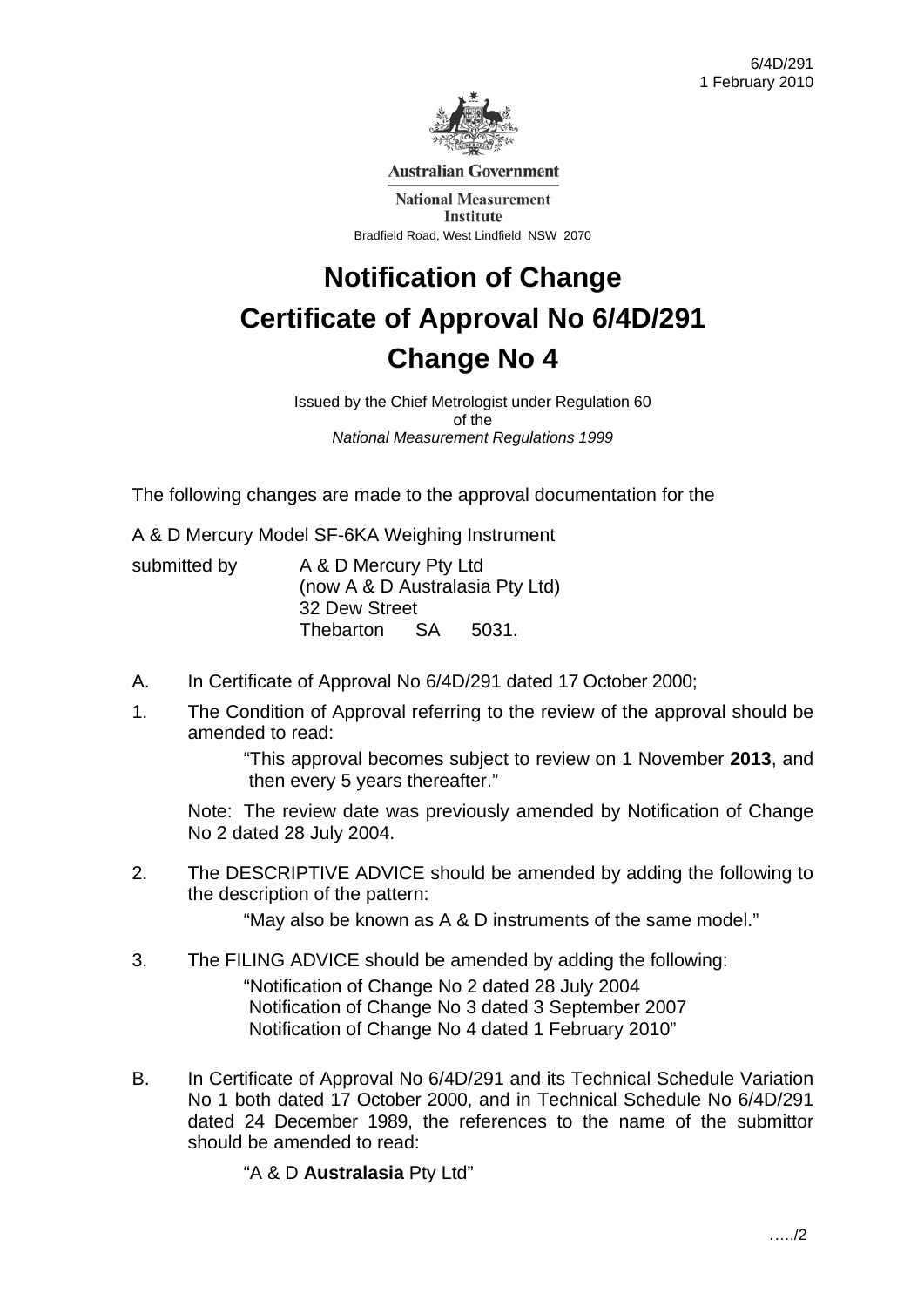6/4D/291
1 February 2010

Australian Government

National Measurement Institute

Bradfield Road, West Lindfield NSW 2070

# Notification of Change
# Certificate of Approval No 6/4D/291
# Change No 4

Issued by the Chief Metrologist under Regulation 60
of the
*National Measurement Regulations 1999*

The following changes are made to the approval documentation for the

A & D Mercury Model SF-6KA Weighing Instrument

submitted by A & D Mercury Pty Ltd
(now A & D Australasia Pty Ltd)
32 Dew Street
Thebarton SA 5031.

A. In Certificate of Approval No 6/4D/291 dated 17 October 2000;

1. The Condition of Approval referring to the review of the approval should be amended to read:

   "This approval becomes subject to review on 1 November **2013**, and then every 5 years thereafter."

   Note: The review date was previously amended by Notification of Change No 2 dated 28 July 2004.

2. The DESCRIPTIVE ADVICE should be amended by adding the following to the description of the pattern:

   "May also be known as A & D instruments of the same model."

3. The FILING ADVICE should be amended by adding the following:

   "Notification of Change No 2 dated 28 July 2004
   Notification of Change No 3 dated 3 September 2007
   Notification of Change No 4 dated 1 February 2010"

B. In Certificate of Approval No 6/4D/291 and its Technical Schedule Variation No 1 both dated 17 October 2000, and in Technical Schedule No 6/4D/291 dated 24 December 1989, the references to the name of the submittor should be amended to read:

   "A & D **Australasia** Pty Ltd"

…../2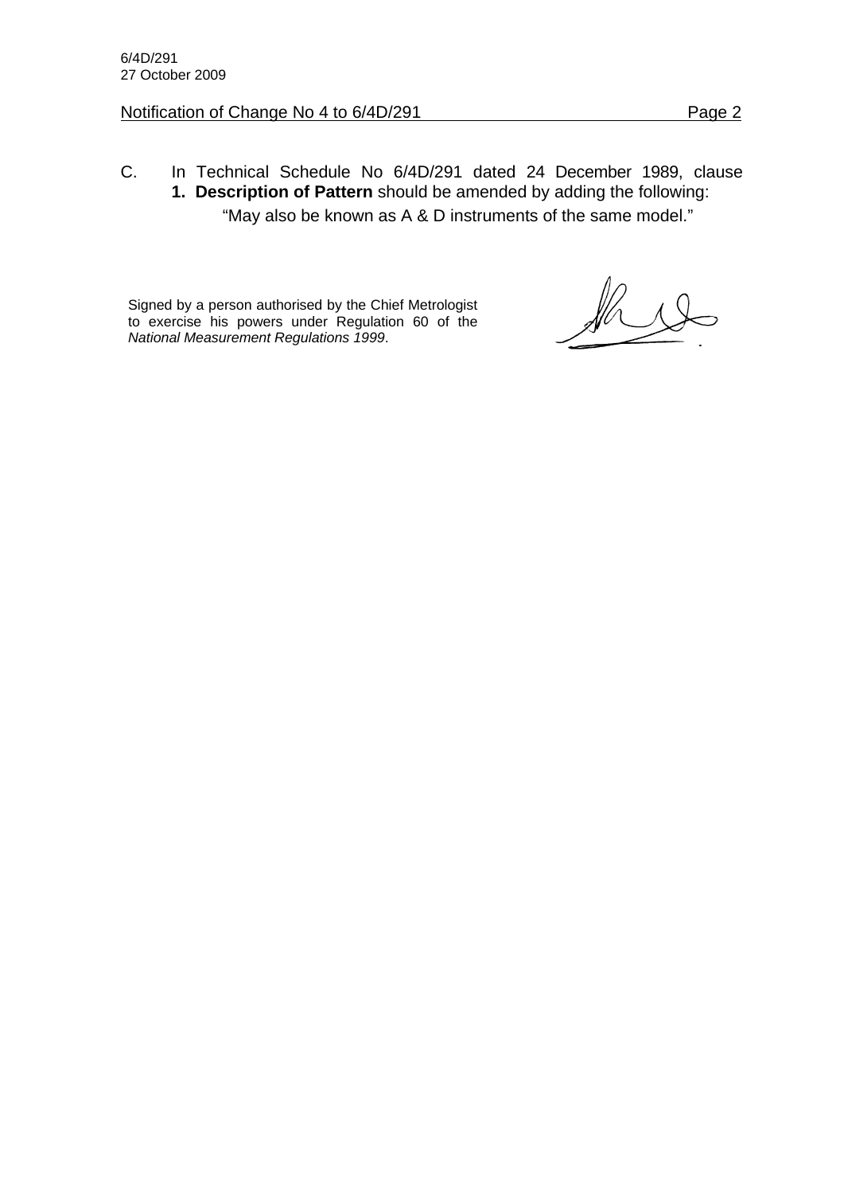C. In Technical Schedule No 6/4D/291 dated 24 December 1989, clause **1. Description of Pattern** should be amended by adding the following:

"May also be known as A & D instruments of the same model."

Signed by a person authorised by the Chief Metrologist to exercise his powers under Regulation 60 of the *National Measurement Regulations 1999*.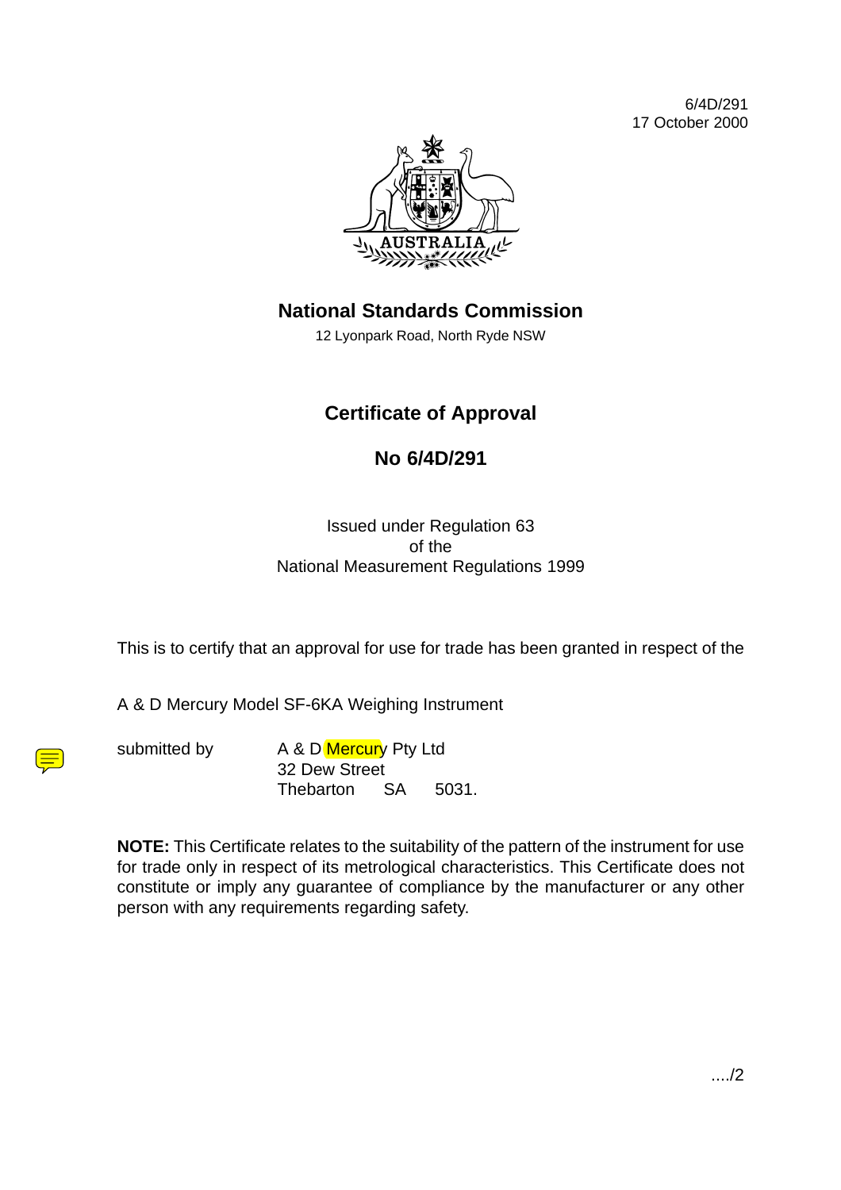6/4D/291
17 October 2000

# National Standards Commission

12 Lyonpark Road, North Ryde NSW

## Certificate of Approval

## No 6/4D/291

Issued under Regulation 63
of the
National Measurement Regulations 1999

This is to certify that an approval for use for trade has been granted in respect of the

A & D Mercury Model SF-6KA Weighing Instrument

submitted by A & D Mercury Pty Ltd
32 Dew Street
Thebarton SA 5031.

**NOTE:** This Certificate relates to the suitability of the pattern of the instrument for use for trade only in respect of its metrological characteristics. This Certificate does not constitute or imply any guarantee of compliance by the manufacturer or any other person with any requirements regarding safety.

..../2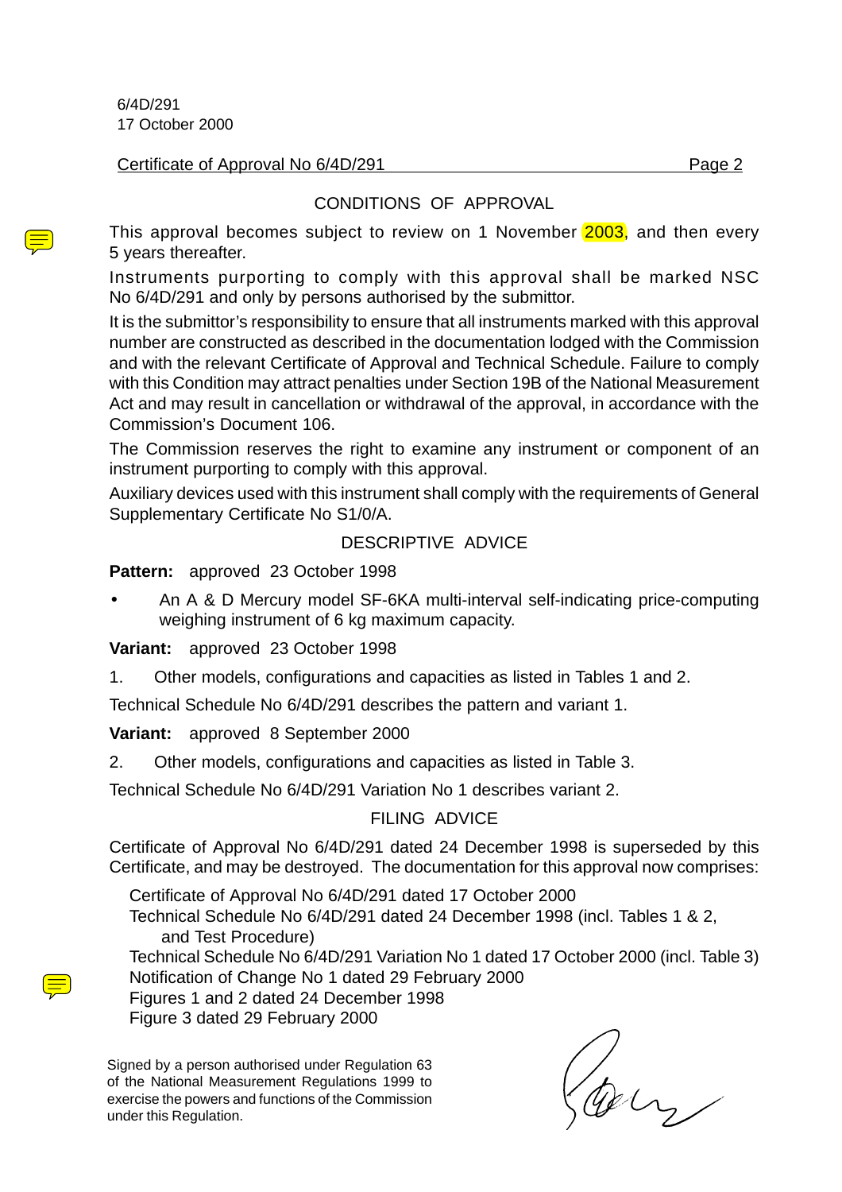6/4D/291
17 October 2000

Certificate of Approval No 6/4D/291

## CONDITIONS OF APPROVAL

This approval becomes subject to review on 1 November 2003, and then every 5 years thereafter.

Instruments purporting to comply with this approval shall be marked NSC No 6/4D/291 and only by persons authorised by the submittor.

It is the submittor's responsibility to ensure that all instruments marked with this approval number are constructed as described in the documentation lodged with the Commission and with the relevant Certificate of Approval and Technical Schedule. Failure to comply with this Condition may attract penalties under Section 19B of the National Measurement Act and may result in cancellation or withdrawal of the approval, in accordance with the Commission's Document 106.

The Commission reserves the right to examine any instrument or component of an instrument purporting to comply with this approval.

Auxiliary devices used with this instrument shall comply with the requirements of General Supplementary Certificate No S1/0/A.

## DESCRIPTIVE ADVICE

**Pattern:** approved 23 October 1998

- An A & D Mercury model SF-6KA multi-interval self-indicating price-computing weighing instrument of 6 kg maximum capacity.

**Variant:** approved 23 October 1998

1. Other models, configurations and capacities as listed in Tables 1 and 2.

Technical Schedule No 6/4D/291 describes the pattern and variant 1.

**Variant:** approved 8 September 2000

2. Other models, configurations and capacities as listed in Table 3.

Technical Schedule No 6/4D/291 Variation No 1 describes variant 2.

## FILING ADVICE

Certificate of Approval No 6/4D/291 dated 24 December 1998 is superseded by this Certificate, and may be destroyed. The documentation for this approval now comprises:

Certificate of Approval No 6/4D/291 dated 17 October 2000
Technical Schedule No 6/4D/291 dated 24 December 1998 (incl. Tables 1 & 2, and Test Procedure)
Technical Schedule No 6/4D/291 Variation No 1 dated 17 October 2000 (incl. Table 3)
Notification of Change No 1 dated 29 February 2000
Figures 1 and 2 dated 24 December 1998
Figure 3 dated 29 February 2000

Signed by a person authorised under Regulation 63 of the National Measurement Regulations 1999 to exercise the powers and functions of the Commission under this Regulation.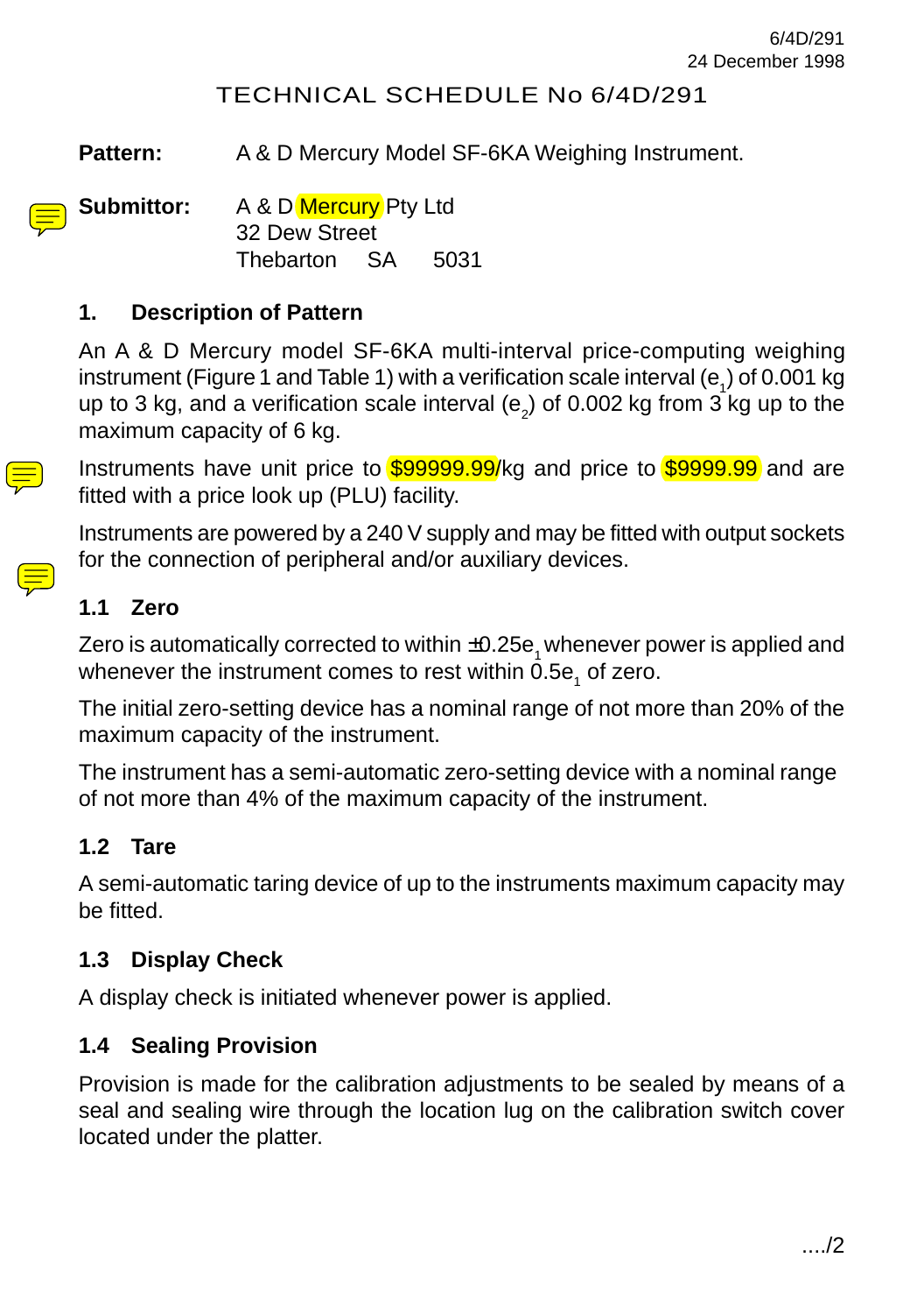# TECHNICAL SCHEDULE No 6/4D/291

**Pattern:** A & D Mercury Model SF-6KA Weighing Instrument.

**Submittor:** A & D Mercury Pty Ltd
32 Dew Street
Thebarton SA 5031

## 1. Description of Pattern

An A & D Mercury model SF-6KA multi-interval price-computing weighing instrument (Figure 1 and Table 1) with a verification scale interval ($e_1$) of 0.001 kg up to 3 kg, and a verification scale interval ($e_2$) of 0.002 kg from 3 kg up to the maximum capacity of 6 kg.

Instruments have unit price to $99999.99/kg and price to $9999.99 and are fitted with a price look up (PLU) facility.

Instruments are powered by a 240 V supply and may be fitted with output sockets for the connection of peripheral and/or auxiliary devices.

### 1.1 Zero

Zero is automatically corrected to within $\pm 0.25e_1$ whenever power is applied and whenever the instrument comes to rest within $0.5e_1$ of zero.

The initial zero-setting device has a nominal range of not more than 20% of the maximum capacity of the instrument.

The instrument has a semi-automatic zero-setting device with a nominal range of not more than 4% of the maximum capacity of the instrument.

### 1.2 Tare

A semi-automatic taring device of up to the instruments maximum capacity may be fitted.

### 1.3 Display Check

A display check is initiated whenever power is applied.

### 1.4 Sealing Provision

Provision is made for the calibration adjustments to be sealed by means of a seal and sealing wire through the location lug on the calibration switch cover located under the platter.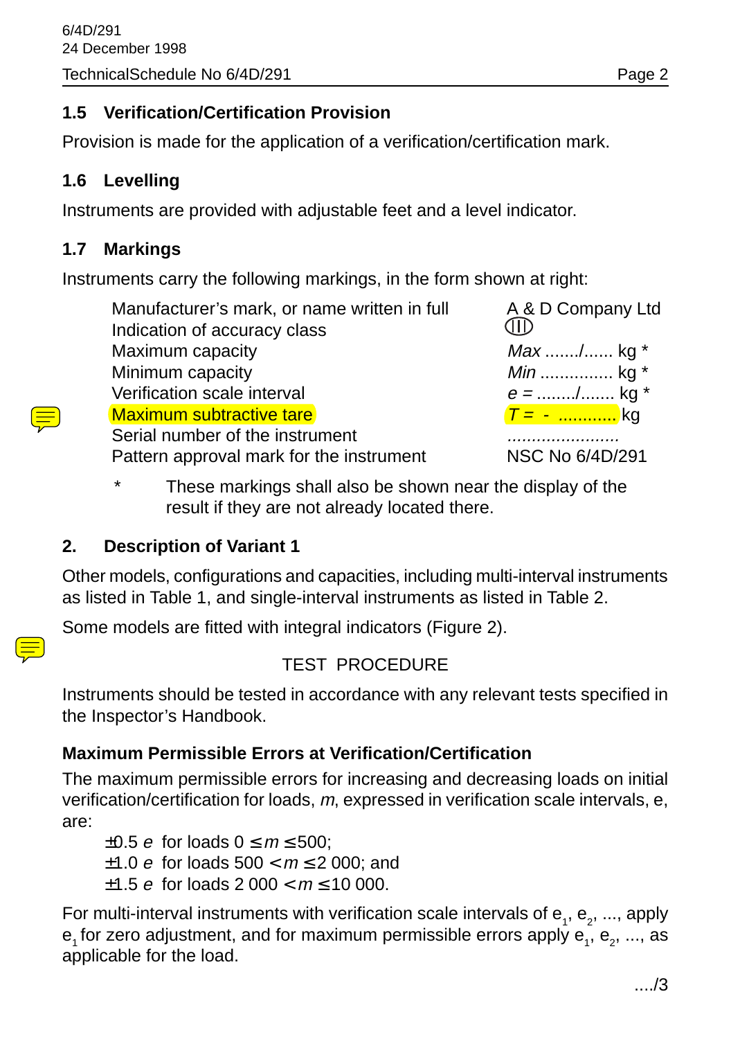### 1.5 Verification/Certification Provision

Provision is made for the application of a verification/certification mark.

### 1.6 Levelling

Instruments are provided with adjustable feet and a level indicator.

### 1.7 Markings

Instruments carry the following markings, in the form shown at right:

| | |
|---|---|
| Manufacturer's mark, or name written in full | A & D Company Ltd |
| Indication of accuracy class | (III) |
| Maximum capacity | *Max* ......./...... kg * |
| Minimum capacity | *Min* .............. kg * |
| Verification scale interval | *e* = ......../....... kg * |
| Maximum subtractive tare | *T* = - ............ kg |
| Serial number of the instrument | ....................... |
| Pattern approval mark for the instrument | NSC No 6/4D/291 |

\* These markings shall also be shown near the display of the result if they are not already located there.

## 2. Description of Variant 1

Other models, configurations and capacities, including multi-interval instruments as listed in Table 1, and single-interval instruments as listed in Table 2.

Some models are fitted with integral indicators (Figure 2).

TEST PROCEDURE

Instruments should be tested in accordance with any relevant tests specified in the Inspector's Handbook.

**Maximum Permissible Errors at Verification/Certification**

The maximum permissible errors for increasing and decreasing loads on initial verification/certification for loads, *m*, expressed in verification scale intervals, e, are:

$\pm 0.5\ e$ for loads $0 \leq m \leq 500$;
$\pm 1.0\ e$ for loads $500 < m \leq 2\ 000$; and
$\pm 1.5\ e$ for loads $2\ 000 < m \leq 10\ 000$.

For multi-interval instruments with verification scale intervals of $e_1$, $e_2$, ..., apply $e_1$ for zero adjustment, and for maximum permissible errors apply $e_1$, $e_2$, ..., as applicable for the load.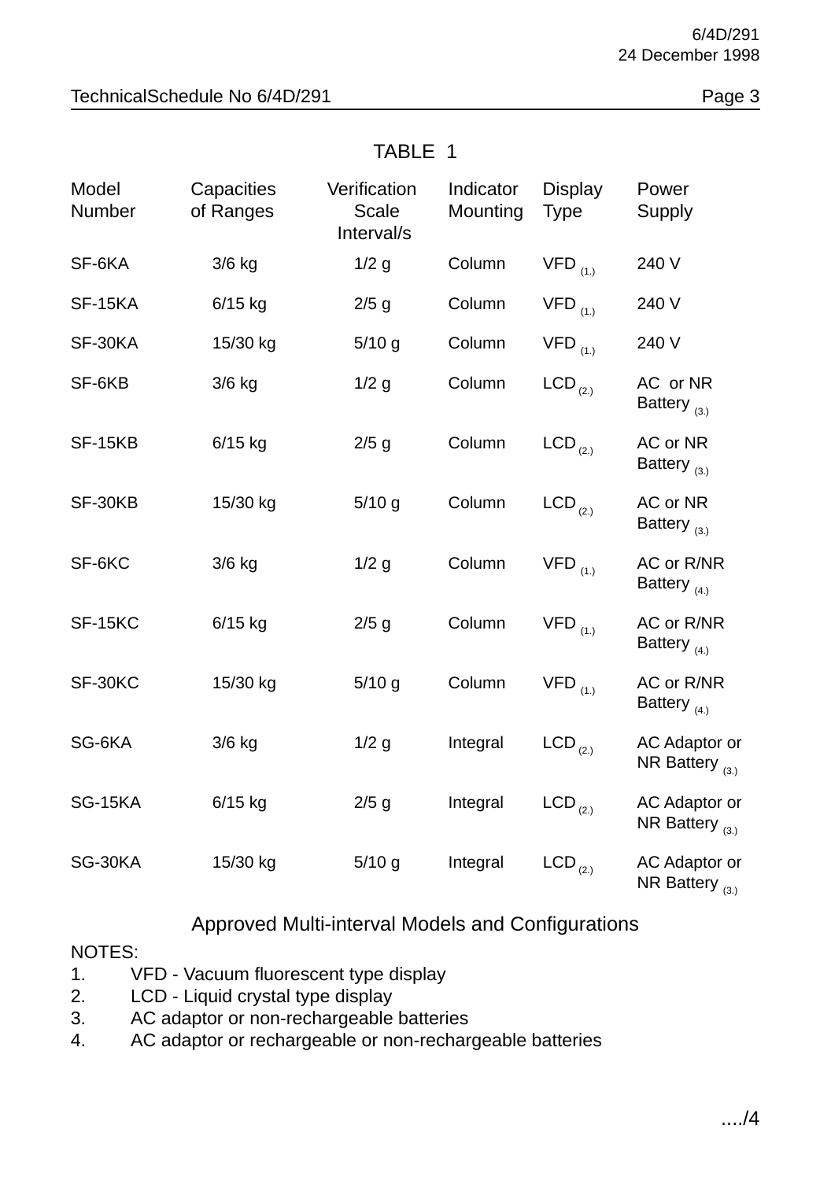## TABLE 1

| Model Number | Capacities of Ranges | Verification Scale Interval/s | Indicator Mounting | Display Type | Power Supply |
|---|---|---|---|---|---|
| SF-6KA | 3/6 kg | 1/2 g | Column | VFD (1.) | 240 V |
| SF-15KA | 6/15 kg | 2/5 g | Column | VFD (1.) | 240 V |
| SF-30KA | 15/30 kg | 5/10 g | Column | VFD (1.) | 240 V |
| SF-6KB | 3/6 kg | 1/2 g | Column | LCD (2.) | AC or NR Battery (3.) |
| SF-15KB | 6/15 kg | 2/5 g | Column | LCD (2.) | AC or NR Battery (3.) |
| SF-30KB | 15/30 kg | 5/10 g | Column | LCD (2.) | AC or NR Battery (3.) |
| SF-6KC | 3/6 kg | 1/2 g | Column | VFD (1.) | AC or R/NR Battery (4.) |
| SF-15KC | 6/15 kg | 2/5 g | Column | VFD (1.) | AC or R/NR Battery (4.) |
| SF-30KC | 15/30 kg | 5/10 g | Column | VFD (1.) | AC or R/NR Battery (4.) |
| SG-6KA | 3/6 kg | 1/2 g | Integral | LCD (2.) | AC Adaptor or NR Battery (3.) |
| SG-15KA | 6/15 kg | 2/5 g | Integral | LCD (2.) | AC Adaptor or NR Battery (3.) |
| SG-30KA | 15/30 kg | 5/10 g | Integral | LCD (2.) | AC Adaptor or NR Battery (3.) |

Approved Multi-interval Models and Configurations

NOTES:
1. VFD - Vacuum fluorescent type display
2. LCD - Liquid crystal type display
3. AC adaptor or non-rechargeable batteries
4. AC adaptor or rechargeable or non-rechargeable batteries

..../4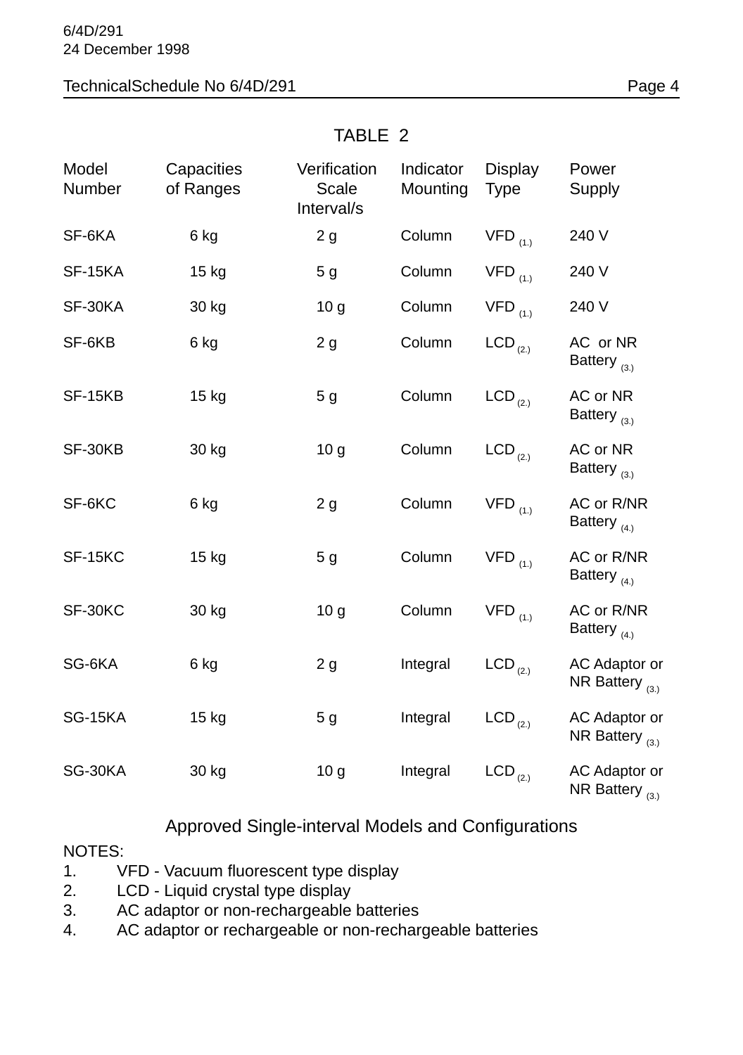## TABLE 2

| Model Number | Capacities of Ranges | Verification Scale Interval/s | Indicator Mounting | Display Type | Power Supply |
|---|---|---|---|---|---|
| SF-6KA | 6 kg | 2 g | Column | VFD (1.) | 240 V |
| SF-15KA | 15 kg | 5 g | Column | VFD (1.) | 240 V |
| SF-30KA | 30 kg | 10 g | Column | VFD (1.) | 240 V |
| SF-6KB | 6 kg | 2 g | Column | LCD (2.) | AC or NR Battery (3.) |
| SF-15KB | 15 kg | 5 g | Column | LCD (2.) | AC or NR Battery (3.) |
| SF-30KB | 30 kg | 10 g | Column | LCD (2.) | AC or NR Battery (3.) |
| SF-6KC | 6 kg | 2 g | Column | VFD (1.) | AC or R/NR Battery (4.) |
| SF-15KC | 15 kg | 5 g | Column | VFD (1.) | AC or R/NR Battery (4.) |
| SF-30KC | 30 kg | 10 g | Column | VFD (1.) | AC or R/NR Battery (4.) |
| SG-6KA | 6 kg | 2 g | Integral | LCD (2.) | AC Adaptor or NR Battery (3.) |
| SG-15KA | 15 kg | 5 g | Integral | LCD (2.) | AC Adaptor or NR Battery (3.) |
| SG-30KA | 30 kg | 10 g | Integral | LCD (2.) | AC Adaptor or NR Battery (3.) |

Approved Single-interval Models and Configurations

NOTES:

1. VFD - Vacuum fluorescent type display
2. LCD - Liquid crystal type display
3. AC adaptor or non-rechargeable batteries
4. AC adaptor or rechargeable or non-rechargeable batteries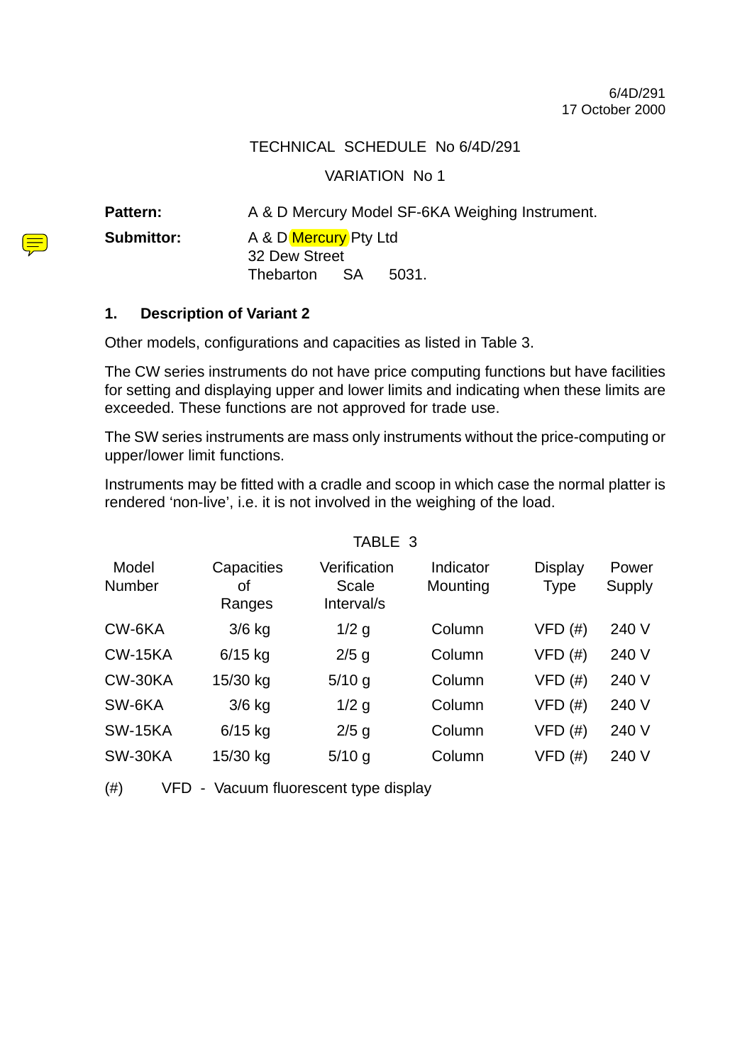6/4D/291
17 October 2000

TECHNICAL SCHEDULE No 6/4D/291

VARIATION No 1

**Pattern:** A & D Mercury Model SF-6KA Weighing Instrument.

**Submittor:** A & D Mercury Pty Ltd
32 Dew Street
Thebarton SA 5031.

## 1. Description of Variant 2

Other models, configurations and capacities as listed in Table 3.

The CW series instruments do not have price computing functions but have facilities for setting and displaying upper and lower limits and indicating when these limits are exceeded. These functions are not approved for trade use.

The SW series instruments are mass only instruments without the price-computing or upper/lower limit functions.

Instruments may be fitted with a cradle and scoop in which case the normal platter is rendered 'non-live', i.e. it is not involved in the weighing of the load.

TABLE 3

| Model Number | Capacities of Ranges | Verification Scale Interval/s | Indicator Mounting | Display Type | Power Supply |
|---|---|---|---|---|---|
| CW-6KA | 3/6 kg | 1/2 g | Column | VFD (#) | 240 V |
| CW-15KA | 6/15 kg | 2/5 g | Column | VFD (#) | 240 V |
| CW-30KA | 15/30 kg | 5/10 g | Column | VFD (#) | 240 V |
| SW-6KA | 3/6 kg | 1/2 g | Column | VFD (#) | 240 V |
| SW-15KA | 6/15 kg | 2/5 g | Column | VFD (#) | 240 V |
| SW-30KA | 15/30 kg | 5/10 g | Column | VFD (#) | 240 V |

(#) VFD - Vacuum fluorescent type display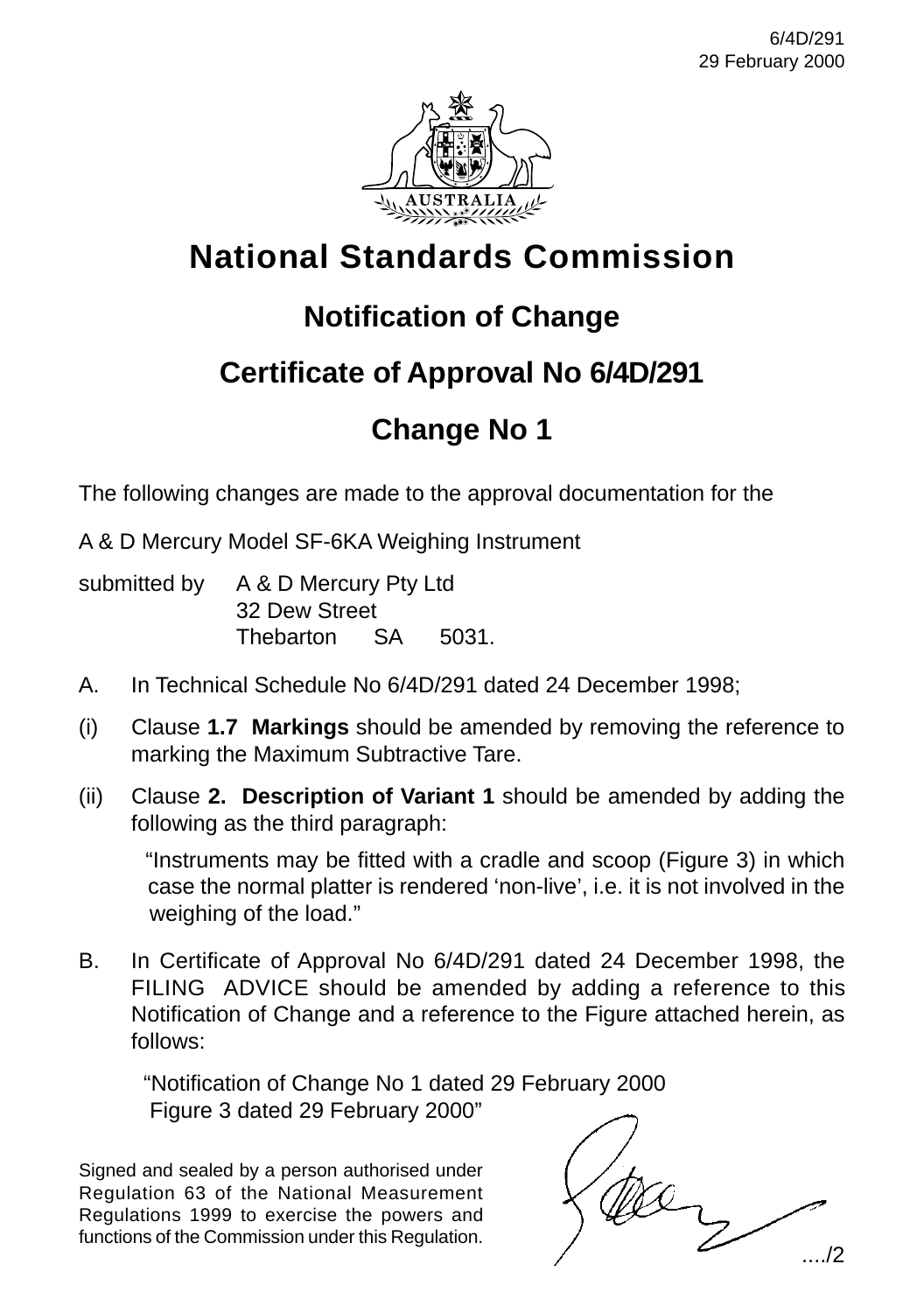6/4D/291
29 February 2000

# National Standards Commission

## Notification of Change

## Certificate of Approval No 6/4D/291

## Change No 1

The following changes are made to the approval documentation for the

A & D Mercury Model SF-6KA Weighing Instrument

submitted by A & D Mercury Pty Ltd
32 Dew Street
Thebarton SA 5031.

A. In Technical Schedule No 6/4D/291 dated 24 December 1998;

(i) Clause **1.7 Markings** should be amended by removing the reference to marking the Maximum Subtractive Tare.

(ii) Clause **2. Description of Variant 1** should be amended by adding the following as the third paragraph:

> "Instruments may be fitted with a cradle and scoop (Figure 3) in which case the normal platter is rendered 'non-live', i.e. it is not involved in the weighing of the load."

B. In Certificate of Approval No 6/4D/291 dated 24 December 1998, the FILING ADVICE should be amended by adding a reference to this Notification of Change and a reference to the Figure attached herein, as follows:

> "Notification of Change No 1 dated 29 February 2000
> Figure 3 dated 29 February 2000"

Signed and sealed by a person authorised under Regulation 63 of the National Measurement Regulations 1999 to exercise the powers and functions of the Commission under this Regulation.

..../2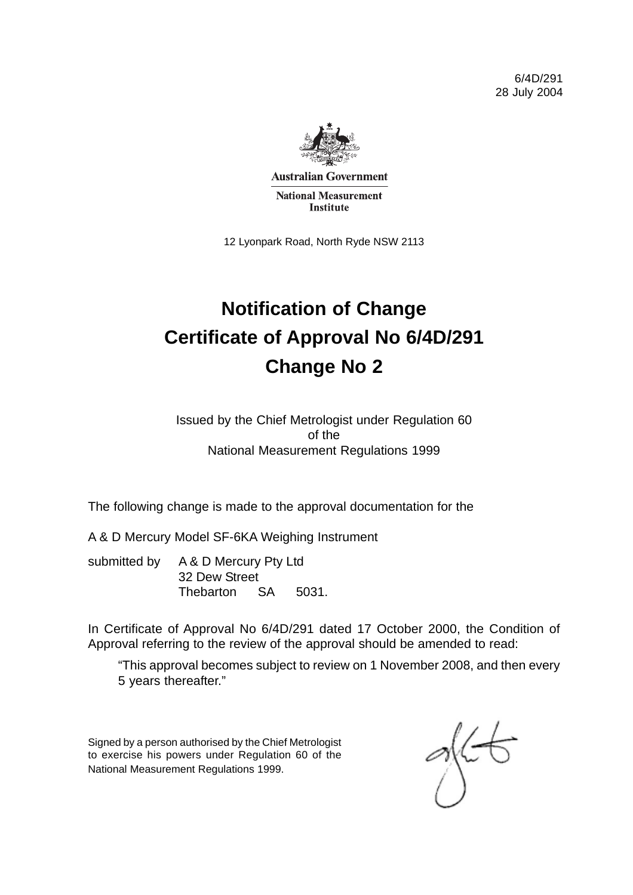6/4D/291
28 July 2004

Australian Government

National Measurement Institute

12 Lyonpark Road, North Ryde NSW 2113

# Notification of Change
# Certificate of Approval No 6/4D/291
# Change No 2

Issued by the Chief Metrologist under Regulation 60
of the
National Measurement Regulations 1999

The following change is made to the approval documentation for the

A & D Mercury Model SF-6KA Weighing Instrument

submitted by A & D Mercury Pty Ltd
32 Dew Street
Thebarton SA 5031.

In Certificate of Approval No 6/4D/291 dated 17 October 2000, the Condition of Approval referring to the review of the approval should be amended to read:

> "This approval becomes subject to review on 1 November 2008, and then every 5 years thereafter."

Signed by a person authorised by the Chief Metrologist to exercise his powers under Regulation 60 of the National Measurement Regulations 1999.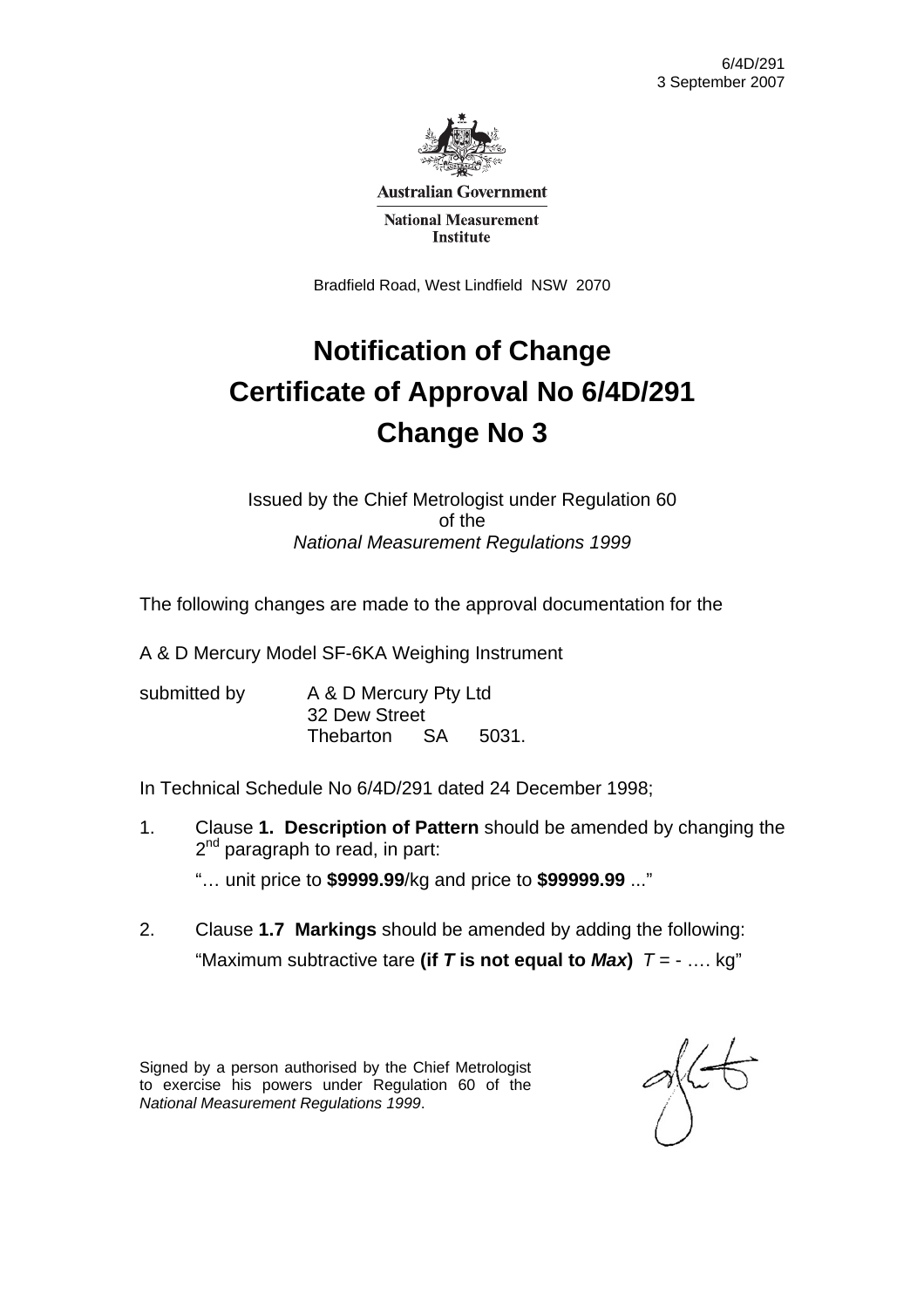6/4D/291
3 September 2007

**Australian Government**

**National Measurement Institute**

Bradfield Road, West Lindfield NSW 2070

# Notification of Change
# Certificate of Approval No 6/4D/291
# Change No 3

Issued by the Chief Metrologist under Regulation 60
of the
*National Measurement Regulations 1999*

The following changes are made to the approval documentation for the

A & D Mercury Model SF-6KA Weighing Instrument

submitted by A & D Mercury Pty Ltd
32 Dew Street
Thebarton SA 5031.

In Technical Schedule No 6/4D/291 dated 24 December 1998;

1. Clause **1. Description of Pattern** should be amended by changing the 2nd paragraph to read, in part:

   "… unit price to **$9999.99**/kg and price to **$99999.99** ..."

2. Clause **1.7 Markings** should be amended by adding the following:

   "Maximum subtractive tare **(if *T* is not equal to *Max*)** *T* = - …. kg"

Signed by a person authorised by the Chief Metrologist to exercise his powers under Regulation 60 of the *National Measurement Regulations 1999*.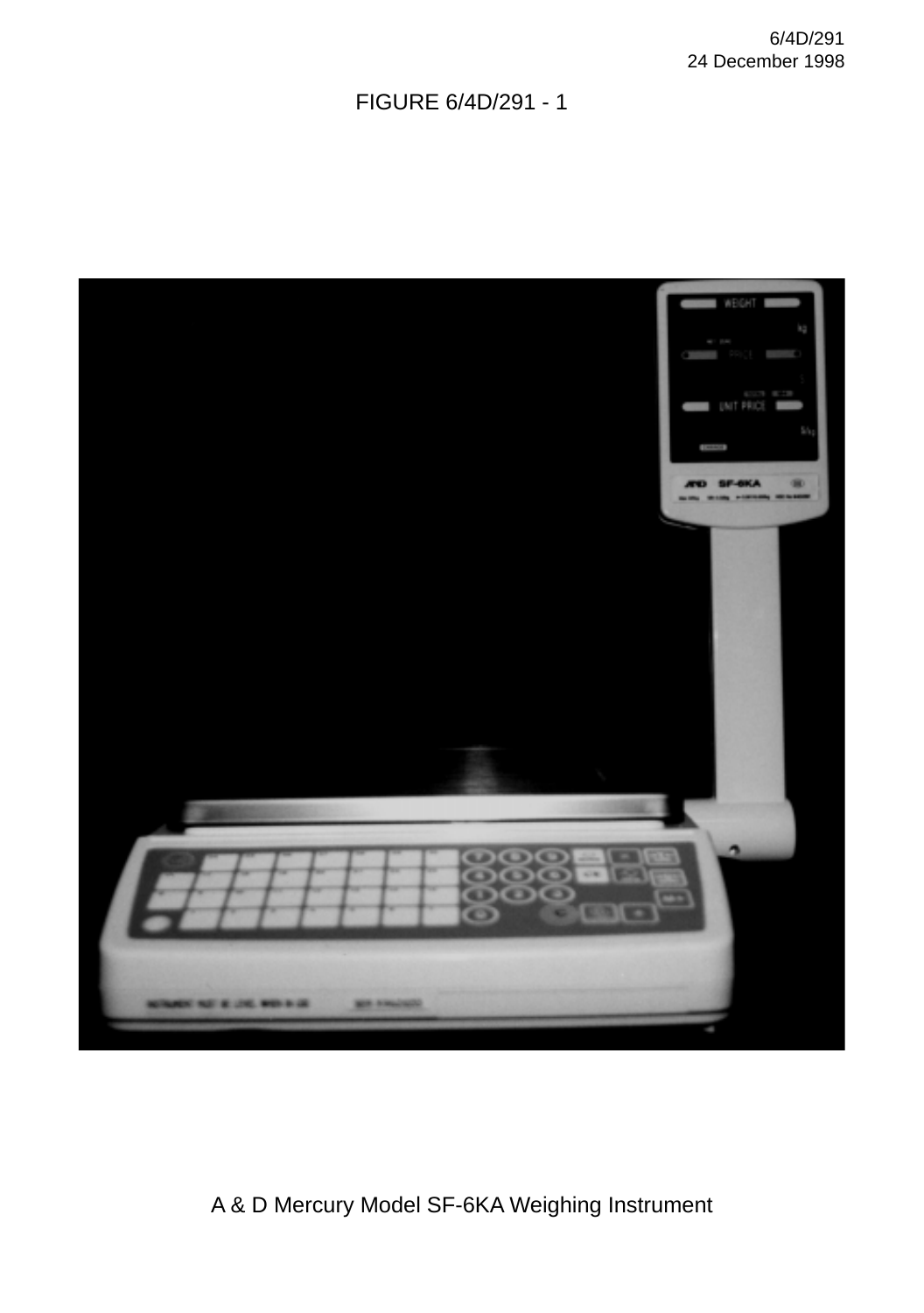FIGURE 6/4D/291 - 1

A & D Mercury Model SF-6KA Weighing Instrument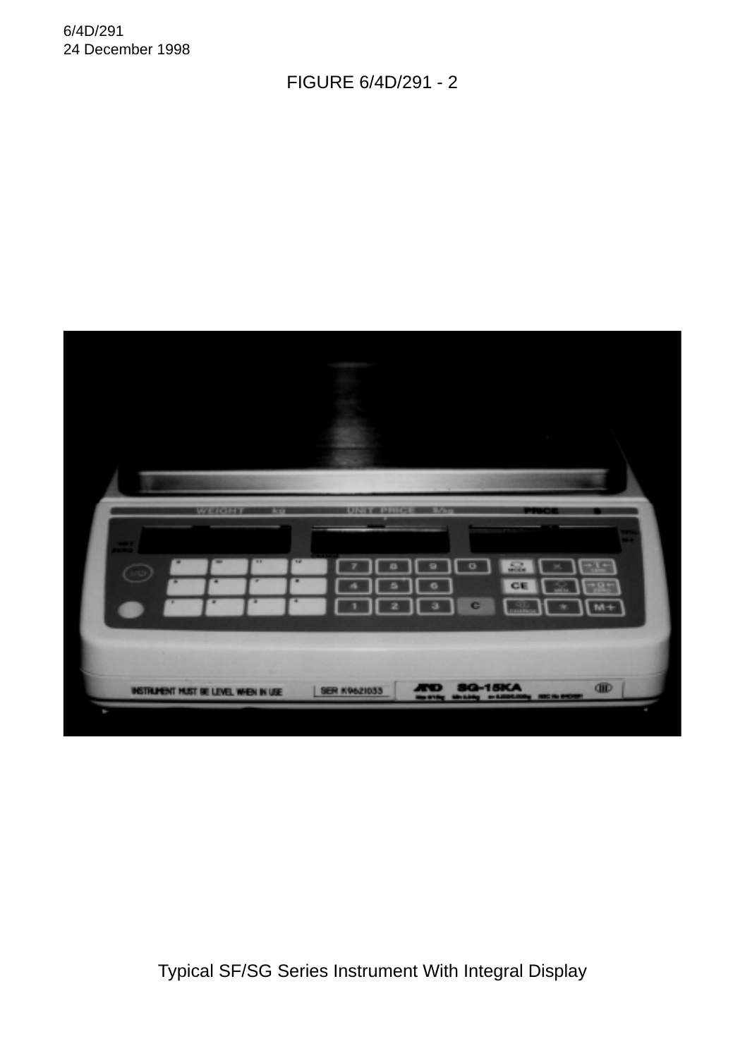FIGURE 6/4D/291 - 2

Typical SF/SG Series Instrument With Integral Display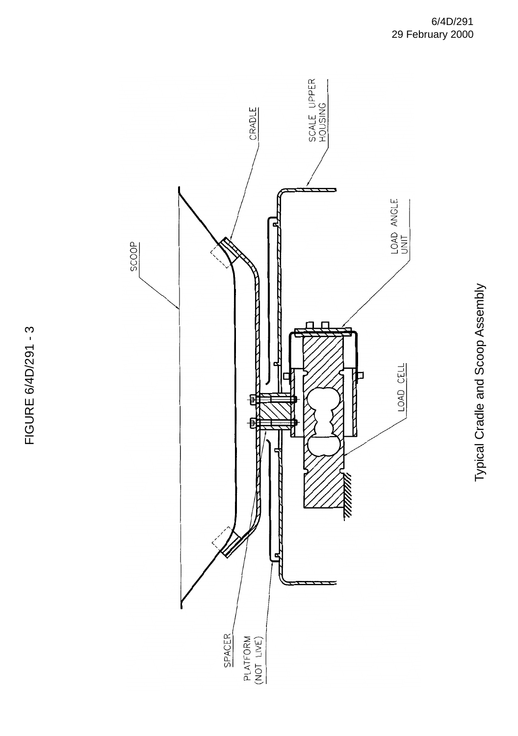FIGURE 6/4D/291 - 3

SCOOP

CRADLE

SCALE UPPER HOUSING

LOAD ANGLE UNIT

LOAD CELL

SPACER

PLATFORM (NOT LIVE)

Typical Cradle and Scoop Assembly